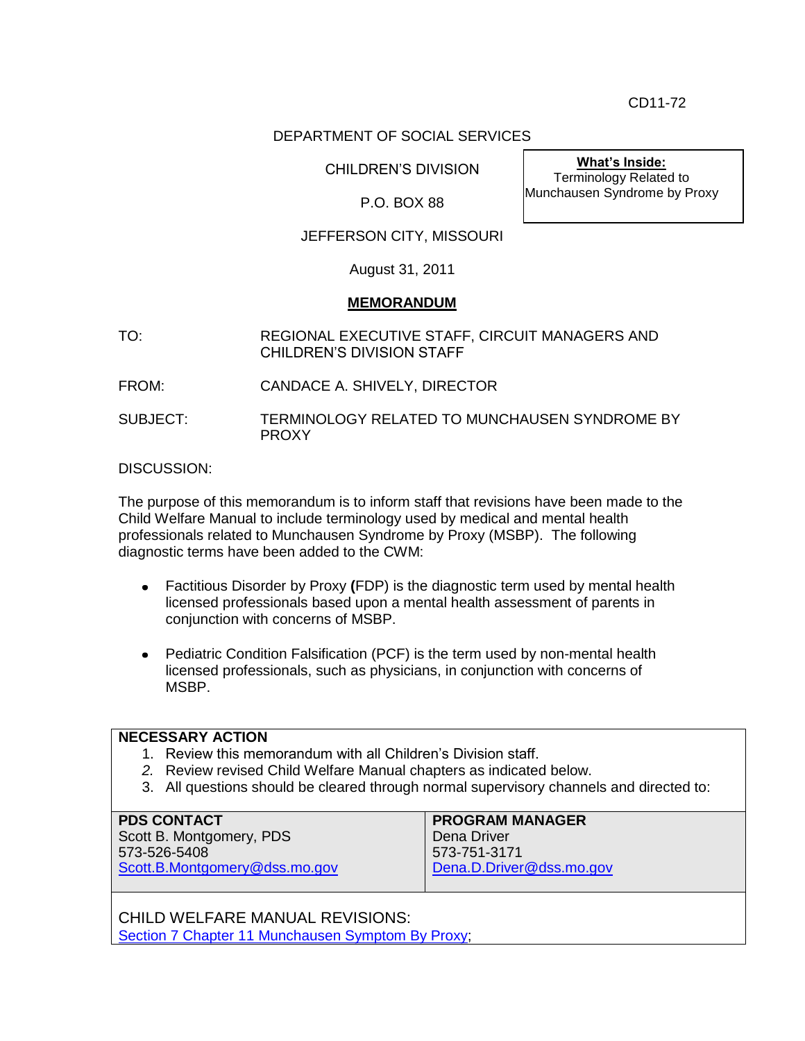CD11-72

DEPARTMENT OF SOCIAL SERVICES

CHILDREN'S DIVISION

P.O. BOX 88

JEFFERSON CITY, MISSOURI

August 31, 2011

**What's Inside:**
Terminology Related to Munchausen Syndrome by Proxy

## MEMORANDUM

TO: REGIONAL EXECUTIVE STAFF, CIRCUIT MANAGERS AND CHILDREN'S DIVISION STAFF

FROM: CANDACE A. SHIVELY, DIRECTOR

SUBJECT: TERMINOLOGY RELATED TO MUNCHAUSEN SYNDROME BY PROXY

DISCUSSION:

The purpose of this memorandum is to inform staff that revisions have been made to the Child Welfare Manual to include terminology used by medical and mental health professionals related to Munchausen Syndrome by Proxy (MSBP). The following diagnostic terms have been added to the CWM:

- Factitious Disorder by Proxy **(**FDP) is the diagnostic term used by mental health licensed professionals based upon a mental health assessment of parents in conjunction with concerns of MSBP.
- Pediatric Condition Falsification (PCF) is the term used by non-mental health licensed professionals, such as physicians, in conjunction with concerns of MSBP.

**NECESSARY ACTION**

1. Review this memorandum with all Children's Division staff.
2. Review revised Child Welfare Manual chapters as indicated below.
3. All questions should be cleared through normal supervisory channels and directed to:

| PDS CONTACT | PROGRAM MANAGER |
| --- | --- |
| Scott B. Montgomery, PDS<br>573-526-5408<br>Scott.B.Montgomery@dss.mo.gov | Dena Driver<br>573-751-3171<br>Dena.D.Driver@dss.mo.gov |

CHILD WELFARE MANUAL REVISIONS:
Section 7 Chapter 11 Munchausen Symptom By Proxy;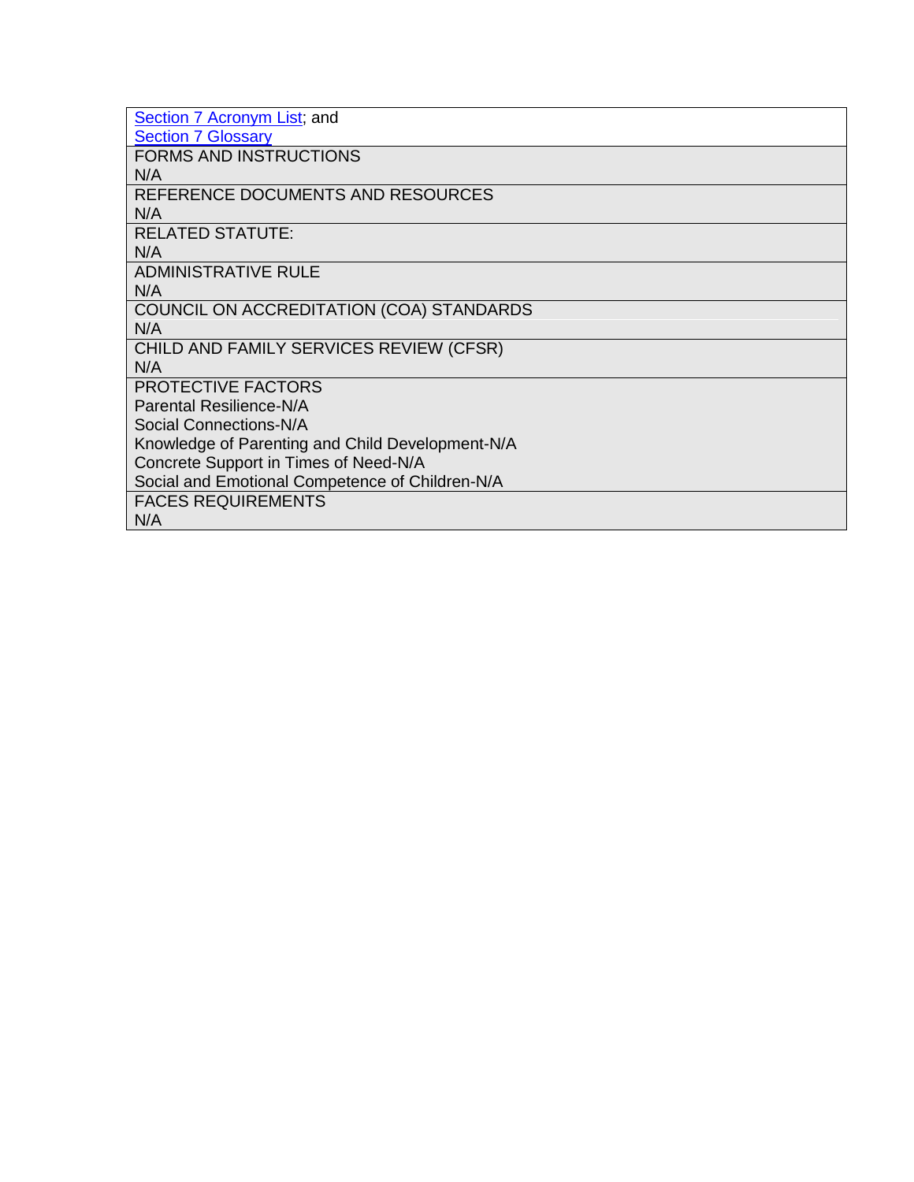| |
|---|
| Section 7 Acronym List; and<br>Section 7 Glossary |
| FORMS AND INSTRUCTIONS<br>N/A |
| REFERENCE DOCUMENTS AND RESOURCES<br>N/A |
| RELATED STATUTE:<br>N/A |
| ADMINISTRATIVE RULE<br>N/A |
| COUNCIL ON ACCREDITATION (COA) STANDARDS<br>N/A |
| CHILD AND FAMILY SERVICES REVIEW (CFSR)<br>N/A |
| PROTECTIVE FACTORS<br>Parental Resilience-N/A<br>Social Connections-N/A<br>Knowledge of Parenting and Child Development-N/A<br>Concrete Support in Times of Need-N/A<br>Social and Emotional Competence of Children-N/A |
| FACES REQUIREMENTS<br>N/A |